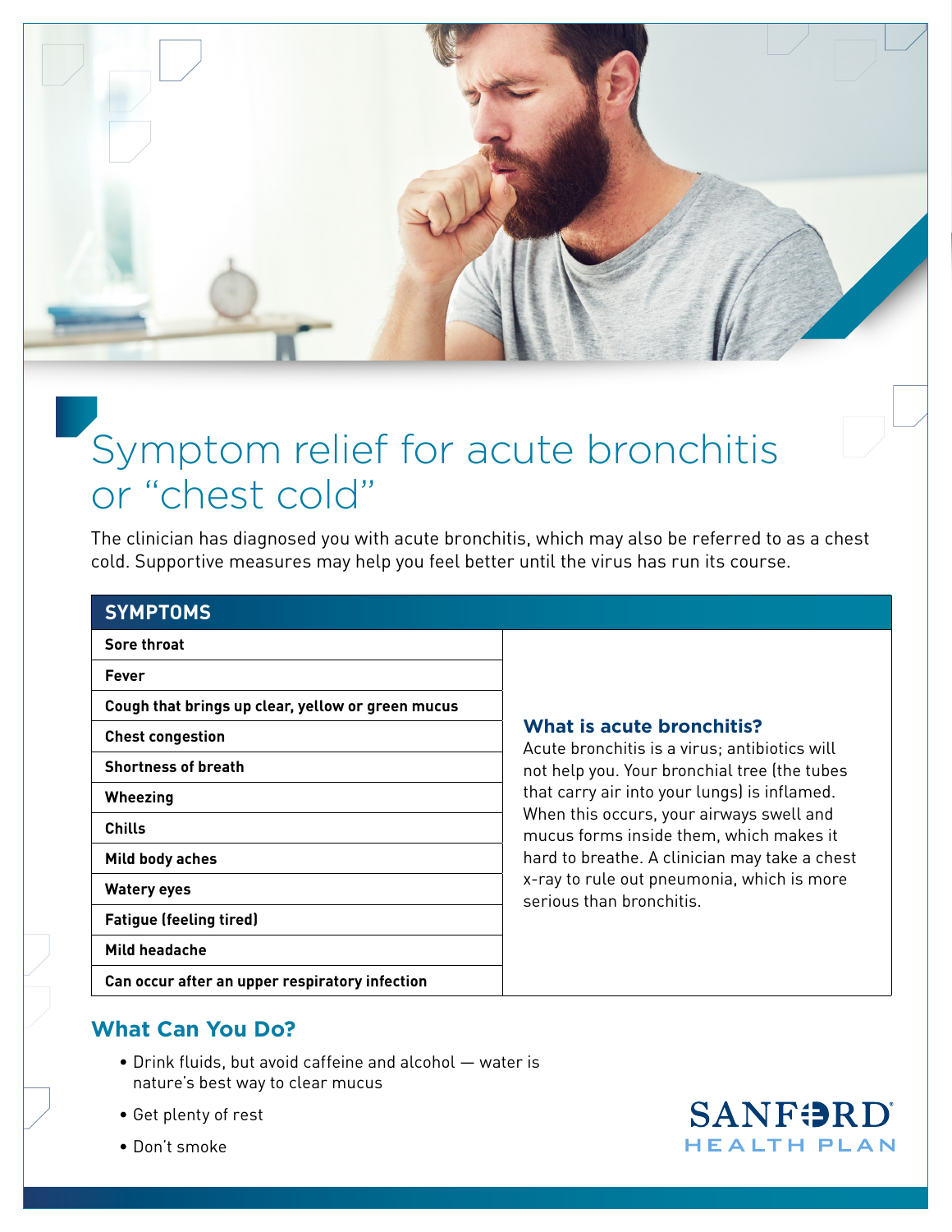# Symptom relief for acute bronchitis or "chest cold"

The clinician has diagnosed you with acute bronchitis, which may also be referred to as a chest cold. Supportive measures may help you feel better until the virus has run its course.

| SYMPTOMS |
|---|
| **Sore throat** |
| **Fever** |
| **Cough that brings up clear, yellow or green mucus** |
| **Chest congestion** |
| **Shortness of breath** |
| **Wheezing** |
| **Chills** |
| **Mild body aches** |
| **Watery eyes** |
| **Fatigue (feeling tired)** |
| **Mild headache** |
| **Can occur after an upper respiratory infection** |

### What is acute bronchitis?

Acute bronchitis is a virus; antibiotics will not help you. Your bronchial tree (the tubes that carry air into your lungs) is inflamed. When this occurs, your airways swell and mucus forms inside them, which makes it hard to breathe. A clinician may take a chest x-ray to rule out pneumonia, which is more serious than bronchitis.

## What Can You Do?

- Drink fluids, but avoid caffeine and alcohol — water is nature's best way to clear mucus
- Get plenty of rest
- Don't smoke

SANFORD HEALTH PLAN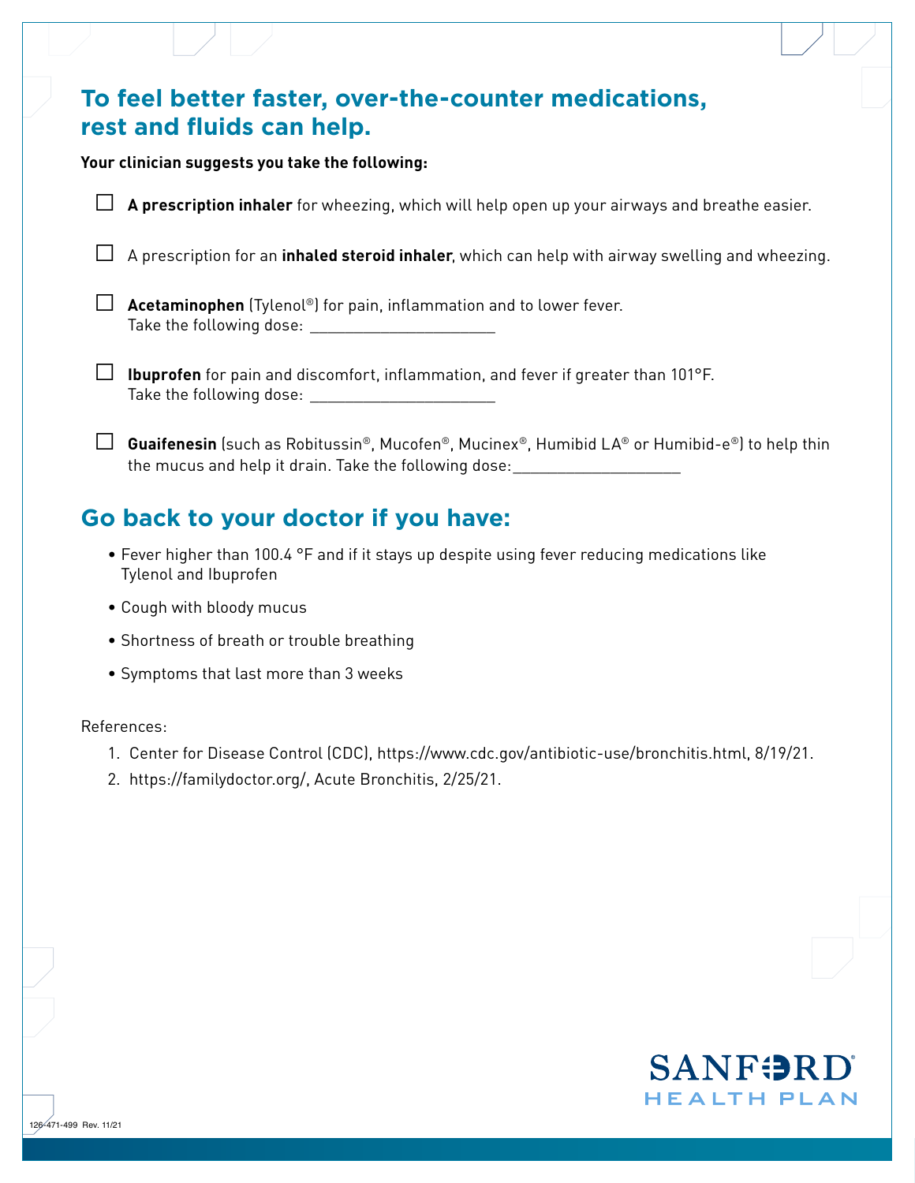## To feel better faster, over-the-counter medications, rest and fluids can help.

**Your clinician suggests you take the following:**

- ☐ **A prescription inhaler** for wheezing, which will help open up your airways and breathe easier.
- ☐ A prescription for an **inhaled steroid inhaler**, which can help with airway swelling and wheezing.
- ☐ **Acetaminophen** (Tylenol®) for pain, inflammation and to lower fever.
  Take the following dose: ______________________
- ☐ **Ibuprofen** for pain and discomfort, inflammation, and fever if greater than 101°F.
  Take the following dose: ______________________
- ☐ **Guaifenesin** (such as Robitussin®, Mucofen®, Mucinex®, Humibid LA® or Humibid-e®) to help thin the mucus and help it drain. Take the following dose:____________________

## Go back to your doctor if you have:

- Fever higher than 100.4 °F and if it stays up despite using fever reducing medications like Tylenol and Ibuprofen
- Cough with bloody mucus
- Shortness of breath or trouble breathing
- Symptoms that last more than 3 weeks

References:

1. Center for Disease Control (CDC), https://www.cdc.gov/antibiotic-use/bronchitis.html, 8/19/21.
2. https://familydoctor.org/, Acute Bronchitis, 2/25/21.

SANFORD HEALTH PLAN

126-471-499 Rev. 11/21